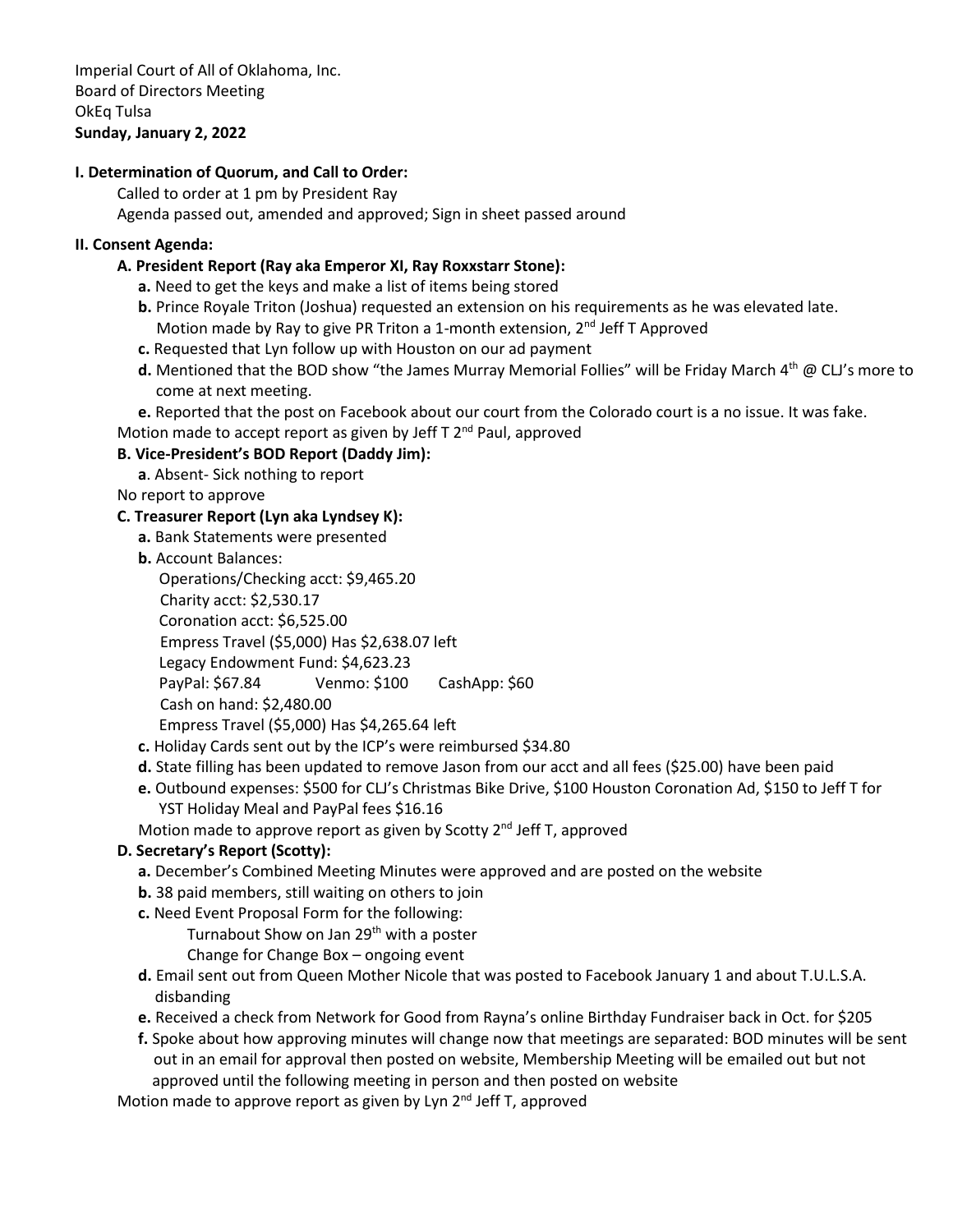Imperial Court of All of Oklahoma, Inc.
Board of Directors Meeting
OkEq Tulsa
**Sunday, January 2, 2022**

**I. Determination of Quorum, and Call to Order:**

Called to order at 1 pm by President Ray
Agenda passed out, amended and approved; Sign in sheet passed around

**II. Consent Agenda:**

**A. President Report (Ray aka Emperor XI, Ray Roxxstarr Stone):**

- **a.** Need to get the keys and make a list of items being stored
- **b.** Prince Royale Triton (Joshua) requested an extension on his requirements as he was elevated late. Motion made by Ray to give PR Triton a 1-month extension, 2nd Jeff T Approved
- **c.** Requested that Lyn follow up with Houston on our ad payment
- **d.** Mentioned that the BOD show "the James Murray Memorial Follies" will be Friday March 4th @ CLJ's more to come at next meeting.
- **e.** Reported that the post on Facebook about our court from the Colorado court is a no issue. It was fake.

Motion made to accept report as given by Jeff T 2nd Paul, approved

**B. Vice-President's BOD Report (Daddy Jim):**

- **a**. Absent- Sick nothing to report

No report to approve

**C. Treasurer Report (Lyn aka Lyndsey K):**

- **a.** Bank Statements were presented
- **b.** Account Balances:
  - Operations/Checking acct: $9,465.20
  - Charity acct: $2,530.17
  - Coronation acct: $6,525.00
  - Empress Travel ($5,000) Has $2,638.07 left
  - Legacy Endowment Fund: $4,623.23
  - PayPal: $67.84 Venmo: $100 CashApp: $60
  - Cash on hand: $2,480.00
  - Empress Travel ($5,000) Has $4,265.64 left
- **c.** Holiday Cards sent out by the ICP's were reimbursed $34.80
- **d.** State filling has been updated to remove Jason from our acct and all fees ($25.00) have been paid
- **e.** Outbound expenses: $500 for CLJ's Christmas Bike Drive, $100 Houston Coronation Ad, $150 to Jeff T for YST Holiday Meal and PayPal fees $16.16

Motion made to approve report as given by Scotty 2nd Jeff T, approved

**D. Secretary's Report (Scotty):**

- **a.** December's Combined Meeting Minutes were approved and are posted on the website
- **b.** 38 paid members, still waiting on others to join
- **c.** Need Event Proposal Form for the following:
  - Turnabout Show on Jan 29th with a poster
  - Change for Change Box – ongoing event
- **d.** Email sent out from Queen Mother Nicole that was posted to Facebook January 1 and about T.U.L.S.A. disbanding
- **e.** Received a check from Network for Good from Rayna's online Birthday Fundraiser back in Oct. for $205
- **f.** Spoke about how approving minutes will change now that meetings are separated: BOD minutes will be sent out in an email for approval then posted on website, Membership Meeting will be emailed out but not approved until the following meeting in person and then posted on website

Motion made to approve report as given by Lyn 2nd Jeff T, approved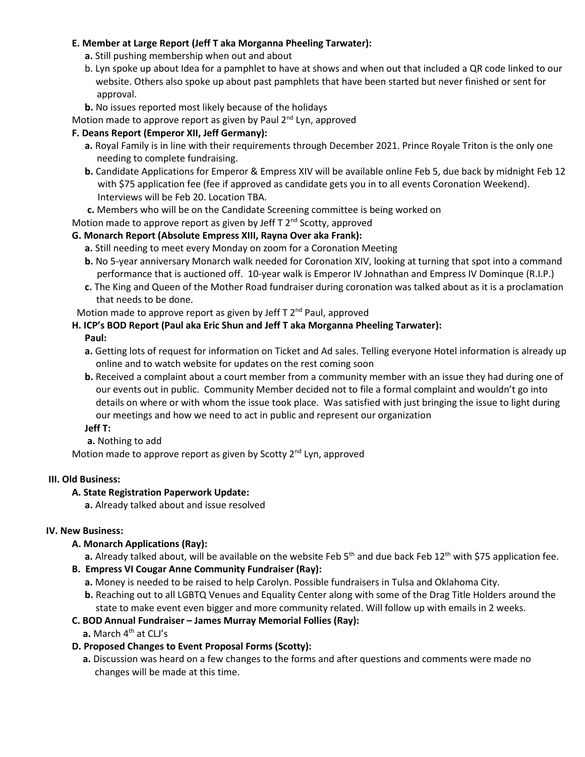**E. Member at Large Report (Jeff T aka Morganna Pheeling Tarwater):**

- **a.** Still pushing membership when out and about
- b. Lyn spoke up about Idea for a pamphlet to have at shows and when out that included a QR code linked to our website. Others also spoke up about past pamphlets that have been started but never finished or sent for approval.
- **b.** No issues reported most likely because of the holidays

Motion made to approve report as given by Paul 2nd Lyn, approved

**F. Deans Report (Emperor XII, Jeff Germany):**

- **a.** Royal Family is in line with their requirements through December 2021. Prince Royale Triton is the only one needing to complete fundraising.
- **b.** Candidate Applications for Emperor & Empress XIV will be available online Feb 5, due back by midnight Feb 12 with $75 application fee (fee if approved as candidate gets you in to all events Coronation Weekend). Interviews will be Feb 20. Location TBA.
- **c.** Members who will be on the Candidate Screening committee is being worked on

Motion made to approve report as given by Jeff T 2nd Scotty, approved

**G. Monarch Report (Absolute Empress XIII, Rayna Over aka Frank):**

- **a.** Still needing to meet every Monday on zoom for a Coronation Meeting
- **b.** No 5-year anniversary Monarch walk needed for Coronation XIV, looking at turning that spot into a command performance that is auctioned off. 10-year walk is Emperor IV Johnathan and Empress IV Dominque (R.I.P.)
- **c.** The King and Queen of the Mother Road fundraiser during coronation was talked about as it is a proclamation that needs to be done.

Motion made to approve report as given by Jeff T 2nd Paul, approved

**H. ICP's BOD Report (Paul aka Eric Shun and Jeff T aka Morganna Pheeling Tarwater):**

**Paul:**

- **a.** Getting lots of request for information on Ticket and Ad sales. Telling everyone Hotel information is already up online and to watch website for updates on the rest coming soon
- **b.** Received a complaint about a court member from a community member with an issue they had during one of our events out in public. Community Member decided not to file a formal complaint and wouldn't go into details on where or with whom the issue took place. Was satisfied with just bringing the issue to light during our meetings and how we need to act in public and represent our organization

**Jeff T:**

- **a.** Nothing to add

Motion made to approve report as given by Scotty 2nd Lyn, approved

## III. Old Business:

**A. State Registration Paperwork Update:**

- **a.** Already talked about and issue resolved

## IV. New Business:

**A. Monarch Applications (Ray):**

- **a.** Already talked about, will be available on the website Feb 5th and due back Feb 12th with $75 application fee.

**B. Empress VI Cougar Anne Community Fundraiser (Ray):**

- **a.** Money is needed to be raised to help Carolyn. Possible fundraisers in Tulsa and Oklahoma City.
- **b.** Reaching out to all LGBTQ Venues and Equality Center along with some of the Drag Title Holders around the state to make event even bigger and more community related. Will follow up with emails in 2 weeks.

**C. BOD Annual Fundraiser – James Murray Memorial Follies (Ray):**

- **a.** March 4th at CLJ's

**D. Proposed Changes to Event Proposal Forms (Scotty):**

- **a.** Discussion was heard on a few changes to the forms and after questions and comments were made no changes will be made at this time.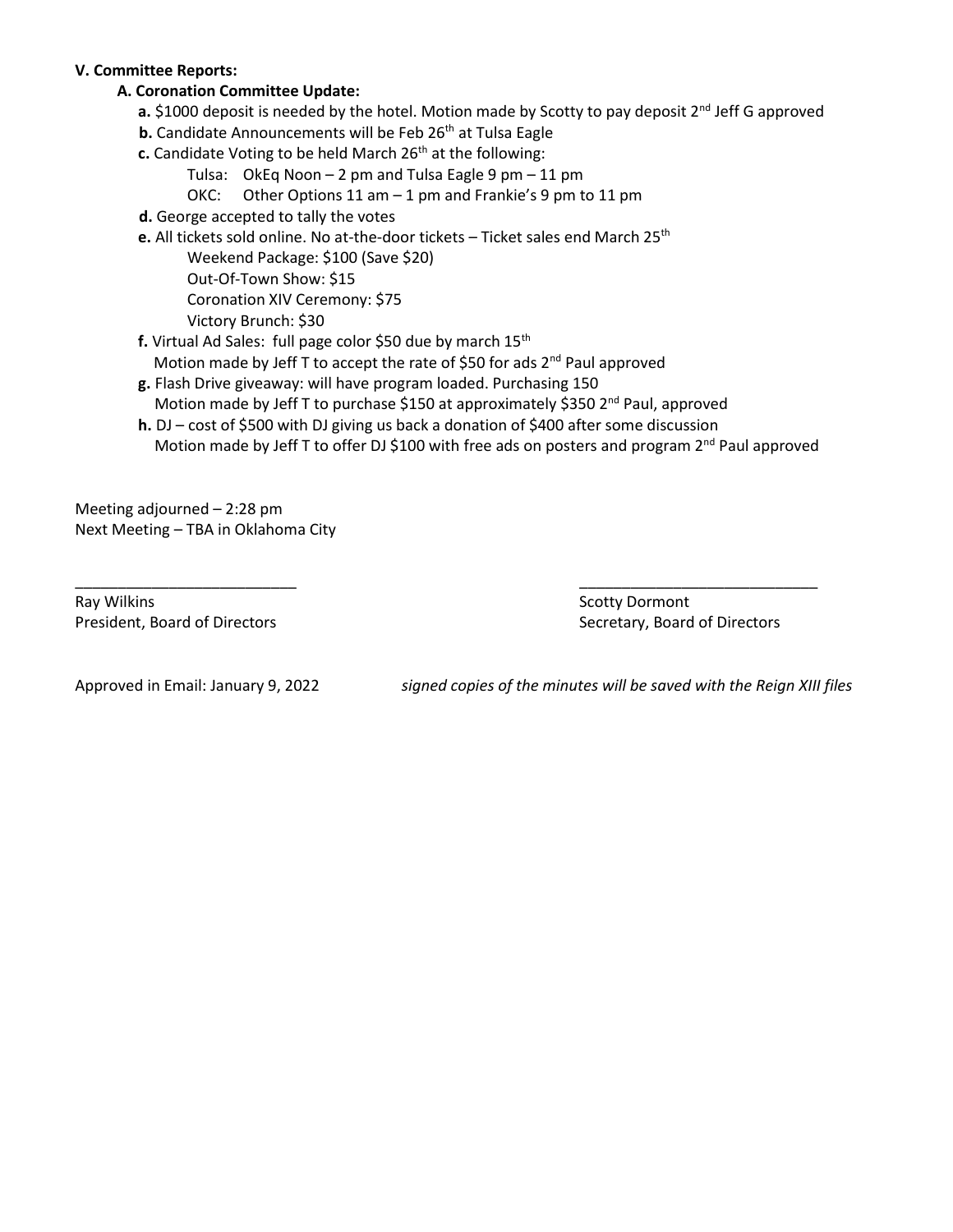**V. Committee Reports:**

**A. Coronation Committee Update:**

- **a.** \$1000 deposit is needed by the hotel. Motion made by Scotty to pay deposit 2nd Jeff G approved
- **b.** Candidate Announcements will be Feb 26th at Tulsa Eagle
- **c.** Candidate Voting to be held March 26th at the following:
  - Tulsa: OkEq Noon – 2 pm and Tulsa Eagle 9 pm – 11 pm
  - OKC: Other Options 11 am – 1 pm and Frankie's 9 pm to 11 pm
- **d.** George accepted to tally the votes
- **e.** All tickets sold online. No at-the-door tickets – Ticket sales end March 25th
  - Weekend Package: \$100 (Save \$20)
  - Out-Of-Town Show: \$15
  - Coronation XIV Ceremony: \$75
  - Victory Brunch: \$30
- **f.** Virtual Ad Sales: full page color \$50 due by march 15th
  Motion made by Jeff T to accept the rate of \$50 for ads 2nd Paul approved
- **g.** Flash Drive giveaway: will have program loaded. Purchasing 150
  Motion made by Jeff T to purchase \$150 at approximately \$350 2nd Paul, approved
- **h.** DJ – cost of \$500 with DJ giving us back a donation of \$400 after some discussion
  Motion made by Jeff T to offer DJ \$100 with free ads on posters and program 2nd Paul approved

Meeting adjourned – 2:28 pm
Next Meeting – TBA in Oklahoma City

\_\_\_\_\_\_\_\_\_\_\_\_\_\_\_\_\_\_\_\_\_\_\_\_\_\_
Ray Wilkins
President, Board of Directors

\_\_\_\_\_\_\_\_\_\_\_\_\_\_\_\_\_\_\_\_\_\_\_\_\_\_
Scotty Dormont
Secretary, Board of Directors

Approved in Email: January 9, 2022

*signed copies of the minutes will be saved with the Reign XIII files*